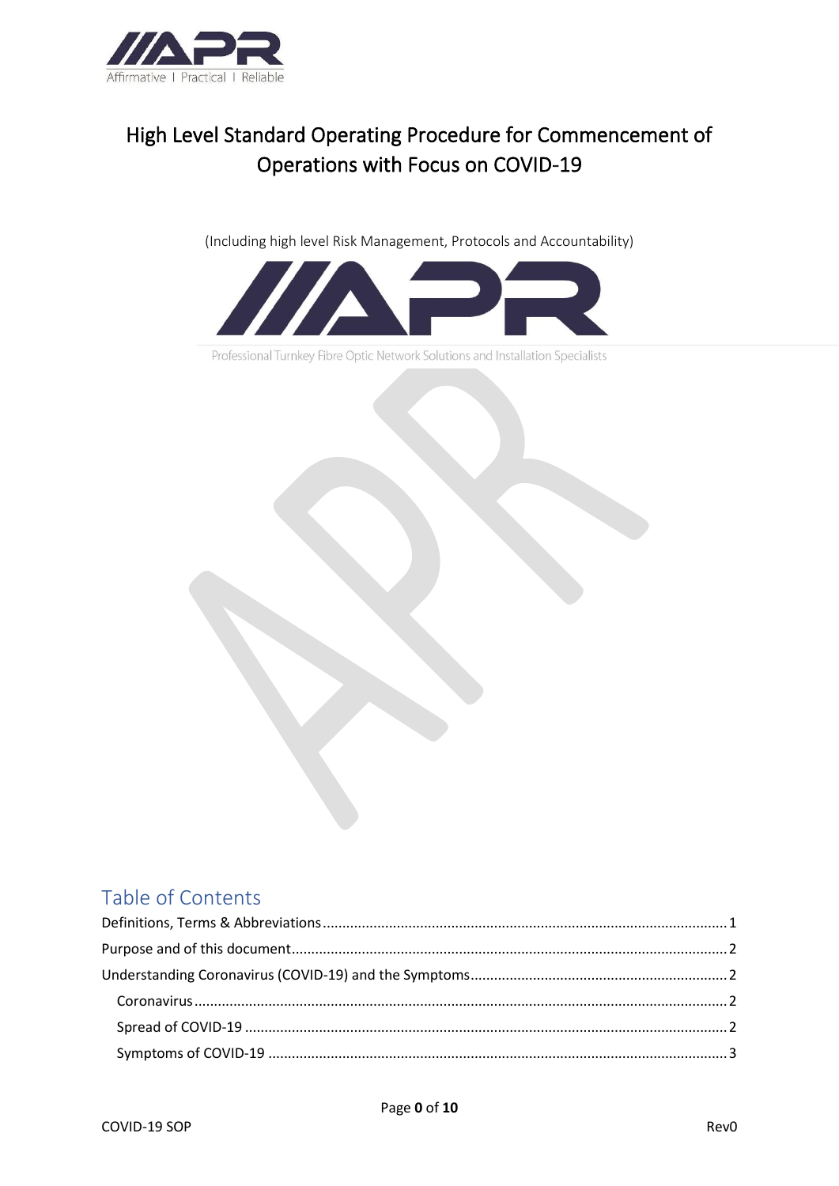Affirmative I Practical I Reliable

# High Level Standard Operating Procedure for Commencement of Operations with Focus on COVID-19

(Including high level Risk Management, Protocols and Accountability)

Professional Turnkey Fibre Optic Network Solutions and Installation Specialists

## Table of Contents

Definitions, Terms & Abbreviations ........ 1

Purpose and of this document ........ 2

Understanding Coronavirus (COVID-19) and the Symptoms ........ 2

- Coronavirus ........ 2
- Spread of COVID-19 ........ 2
- Symptoms of COVID-19 ........ 3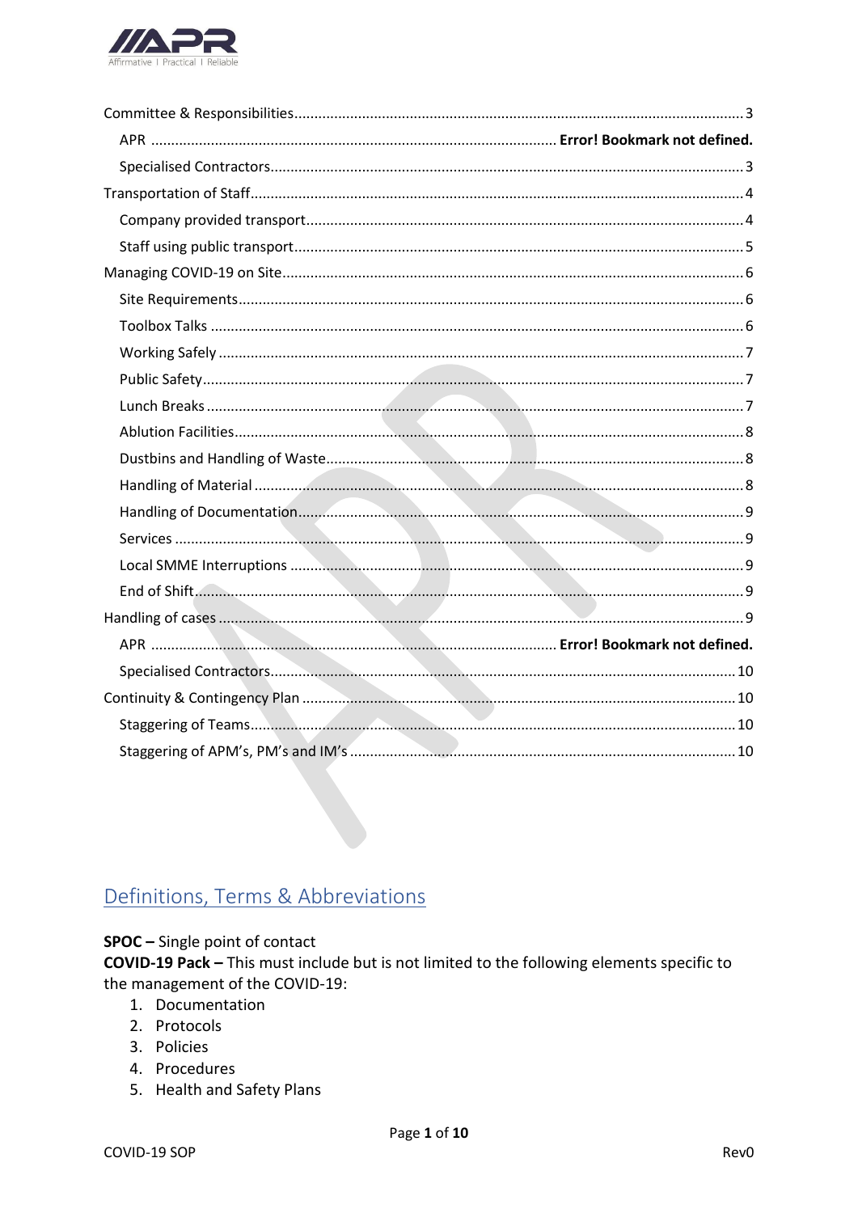Committee & Responsibilities .......... 3
  APR .......... Error! Bookmark not defined.
  Specialised Contractors .......... 3
Transportation of Staff .......... 4
  Company provided transport .......... 4
  Staff using public transport .......... 5
Managing COVID-19 on Site .......... 6
  Site Requirements .......... 6
  Toolbox Talks .......... 6
  Working Safely .......... 7
  Public Safety .......... 7
  Lunch Breaks .......... 7
  Ablution Facilities .......... 8
  Dustbins and Handling of Waste .......... 8
  Handling of Material .......... 8
  Handling of Documentation .......... 9
  Services .......... 9
  Local SMME Interruptions .......... 9
  End of Shift .......... 9
Handling of cases .......... 9
  APR .......... Error! Bookmark not defined.
  Specialised Contractors .......... 10
Continuity & Contingency Plan .......... 10
  Staggering of Teams .......... 10
  Staggering of APM's, PM's and IM's .......... 10

## Definitions, Terms & Abbreviations

**SPOC –** Single point of contact
**COVID-19 Pack –** This must include but is not limited to the following elements specific to the management of the COVID-19:

1. Documentation
2. Protocols
3. Policies
4. Procedures
5. Health and Safety Plans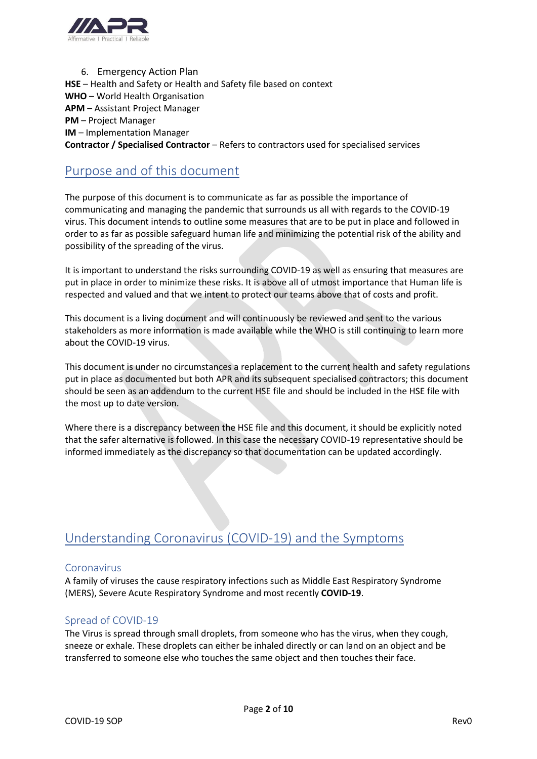6. Emergency Action Plan

**HSE** – Health and Safety or Health and Safety file based on context
**WHO** – World Health Organisation
**APM** – Assistant Project Manager
**PM** – Project Manager
**IM** – Implementation Manager
**Contractor / Specialised Contractor** – Refers to contractors used for specialised services

## Purpose and of this document

The purpose of this document is to communicate as far as possible the importance of communicating and managing the pandemic that surrounds us all with regards to the COVID-19 virus. This document intends to outline some measures that are to be put in place and followed in order to as far as possible safeguard human life and minimizing the potential risk of the ability and possibility of the spreading of the virus.

It is important to understand the risks surrounding COVID-19 as well as ensuring that measures are put in place in order to minimize these risks. It is above all of utmost importance that Human life is respected and valued and that we intent to protect our teams above that of costs and profit.

This document is a living document and will continuously be reviewed and sent to the various stakeholders as more information is made available while the WHO is still continuing to learn more about the COVID-19 virus.

This document is under no circumstances a replacement to the current health and safety regulations put in place as documented but both APR and its subsequent specialised contractors; this document should be seen as an addendum to the current HSE file and should be included in the HSE file with the most up to date version.

Where there is a discrepancy between the HSE file and this document, it should be explicitly noted that the safer alternative is followed. In this case the necessary COVID-19 representative should be informed immediately as the discrepancy so that documentation can be updated accordingly.

## Understanding Coronavirus (COVID-19) and the Symptoms

### Coronavirus

A family of viruses the cause respiratory infections such as Middle East Respiratory Syndrome (MERS), Severe Acute Respiratory Syndrome and most recently **COVID-19**.

### Spread of COVID-19

The Virus is spread through small droplets, from someone who has the virus, when they cough, sneeze or exhale. These droplets can either be inhaled directly or can land on an object and be transferred to someone else who touches the same object and then touches their face.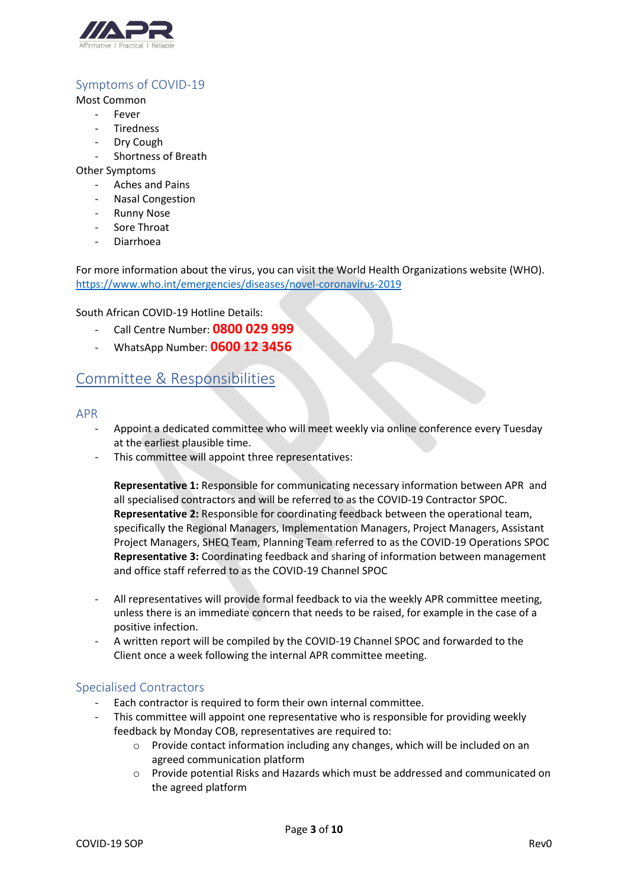## Symptoms of COVID-19

Most Common

- Fever
- Tiredness
- Dry Cough
- Shortness of Breath

Other Symptoms

- Aches and Pains
- Nasal Congestion
- Runny Nose
- Sore Throat
- Diarrhoea

For more information about the virus, you can visit the World Health Organizations website (WHO). https://www.who.int/emergencies/diseases/novel-coronavirus-2019

South African COVID-19 Hotline Details:

- Call Centre Number: **0800 029 999**
- WhatsApp Number: **0600 12 3456**

# Committee & Responsibilities

## APR

- Appoint a dedicated committee who will meet weekly via online conference every Tuesday at the earliest plausible time.
- This committee will appoint three representatives:

  **Representative 1:** Responsible for communicating necessary information between APR and all specialised contractors and will be referred to as the COVID-19 Contractor SPOC.
  **Representative 2:** Responsible for coordinating feedback between the operational team, specifically the Regional Managers, Implementation Managers, Project Managers, Assistant Project Managers, SHEQ Team, Planning Team referred to as the COVID-19 Operations SPOC
  **Representative 3:** Coordinating feedback and sharing of information between management and office staff referred to as the COVID-19 Channel SPOC

- All representatives will provide formal feedback to via the weekly APR committee meeting, unless there is an immediate concern that needs to be raised, for example in the case of a positive infection.
- A written report will be compiled by the COVID-19 Channel SPOC and forwarded to the Client once a week following the internal APR committee meeting.

## Specialised Contractors

- Each contractor is required to form their own internal committee.
- This committee will appoint one representative who is responsible for providing weekly feedback by Monday COB, representatives are required to:
  - Provide contact information including any changes, which will be included on an agreed communication platform
  - Provide potential Risks and Hazards which must be addressed and communicated on the agreed platform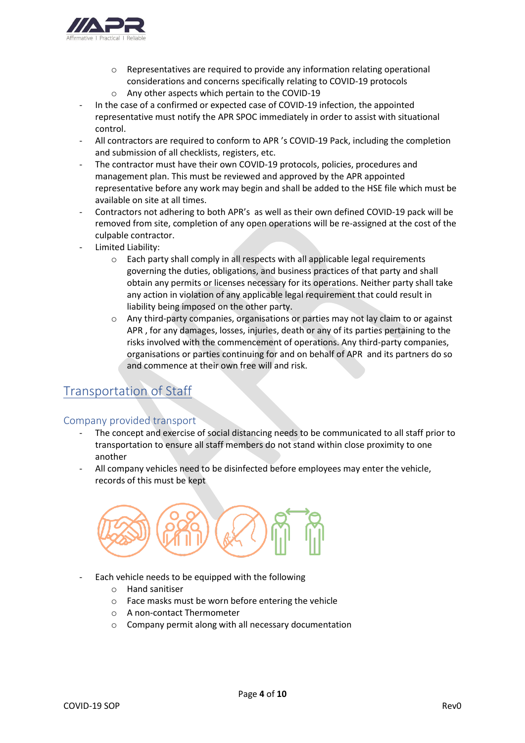- Representatives are required to provide any information relating operational considerations and concerns specifically relating to COVID-19 protocols
  - Any other aspects which pertain to the COVID-19
- In the case of a confirmed or expected case of COVID-19 infection, the appointed representative must notify the APR SPOC immediately in order to assist with situational control.
- All contractors are required to conform to APR 's COVID-19 Pack, including the completion and submission of all checklists, registers, etc.
- The contractor must have their own COVID-19 protocols, policies, procedures and management plan. This must be reviewed and approved by the APR appointed representative before any work may begin and shall be added to the HSE file which must be available on site at all times.
- Contractors not adhering to both APR's as well as their own defined COVID-19 pack will be removed from site, completion of any open operations will be re-assigned at the cost of the culpable contractor.
- Limited Liability:
  - Each party shall comply in all respects with all applicable legal requirements governing the duties, obligations, and business practices of that party and shall obtain any permits or licenses necessary for its operations. Neither party shall take any action in violation of any applicable legal requirement that could result in liability being imposed on the other party.
  - Any third-party companies, organisations or parties may not lay claim to or against APR , for any damages, losses, injuries, death or any of its parties pertaining to the risks involved with the commencement of operations. Any third-party companies, organisations or parties continuing for and on behalf of APR and its partners do so and commence at their own free will and risk.

## Transportation of Staff

### Company provided transport

- The concept and exercise of social distancing needs to be communicated to all staff prior to transportation to ensure all staff members do not stand within close proximity to one another
- All company vehicles need to be disinfected before employees may enter the vehicle, records of this must be kept
- Each vehicle needs to be equipped with the following
  - Hand sanitiser
  - Face masks must be worn before entering the vehicle
  - A non-contact Thermometer
  - Company permit along with all necessary documentation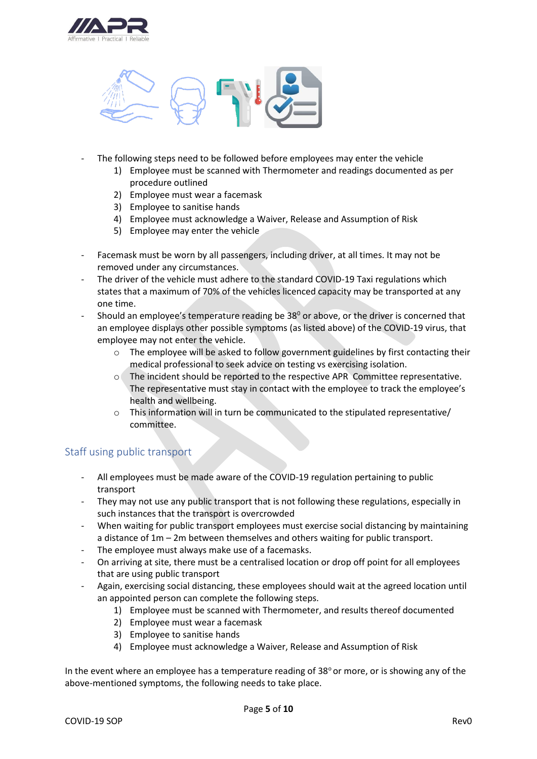- The following steps need to be followed before employees may enter the vehicle
  1) Employee must be scanned with Thermometer and readings documented as per procedure outlined
  2) Employee must wear a facemask
  3) Employee to sanitise hands
  4) Employee must acknowledge a Waiver, Release and Assumption of Risk
  5) Employee may enter the vehicle

- Facemask must be worn by all passengers, including driver, at all times. It may not be removed under any circumstances.
- The driver of the vehicle must adhere to the standard COVID-19 Taxi regulations which states that a maximum of 70% of the vehicles licenced capacity may be transported at any one time.
- Should an employee's temperature reading be 38$^0$ or above, or the driver is concerned that an employee displays other possible symptoms (as listed above) of the COVID-19 virus, that employee may not enter the vehicle.
  - The employee will be asked to follow government guidelines by first contacting their medical professional to seek advice on testing vs exercising isolation.
  - The incident should be reported to the respective APR Committee representative. The representative must stay in contact with the employee to track the employee's health and wellbeing.
  - This information will in turn be communicated to the stipulated representative/ committee.

## Staff using public transport

- All employees must be made aware of the COVID-19 regulation pertaining to public transport
- They may not use any public transport that is not following these regulations, especially in such instances that the transport is overcrowded
- When waiting for public transport employees must exercise social distancing by maintaining a distance of 1m – 2m between themselves and others waiting for public transport.
- The employee must always make use of a facemasks.
- On arriving at site, there must be a centralised location or drop off point for all employees that are using public transport
- Again, exercising social distancing, these employees should wait at the agreed location until an appointed person can complete the following steps.
  1) Employee must be scanned with Thermometer, and results thereof documented
  2) Employee must wear a facemask
  3) Employee to sanitise hands
  4) Employee must acknowledge a Waiver, Release and Assumption of Risk

In the event where an employee has a temperature reading of 38$^\circ$ or more, or is showing any of the above-mentioned symptoms, the following needs to take place.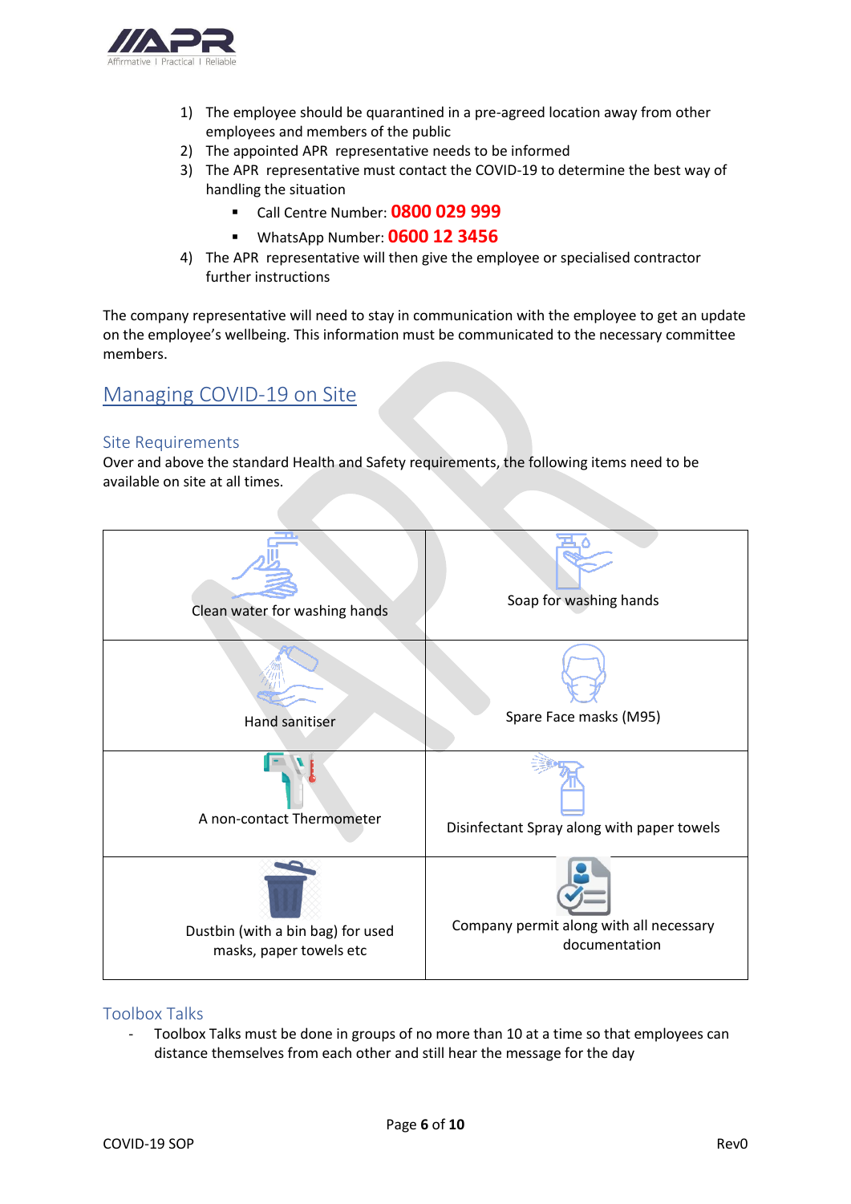1) The employee should be quarantined in a pre-agreed location away from other employees and members of the public
2) The appointed APR representative needs to be informed
3) The APR representative must contact the COVID-19 to determine the best way of handling the situation
   - Call Centre Number: **0800 029 999**
   - WhatsApp Number: **0600 12 3456**
4) The APR representative will then give the employee or specialised contractor further instructions

The company representative will need to stay in communication with the employee to get an update on the employee's wellbeing. This information must be communicated to the necessary committee members.

# Managing COVID-19 on Site

## Site Requirements

Over and above the standard Health and Safety requirements, the following items need to be available on site at all times.

| | |
|---|---|
| Clean water for washing hands | Soap for washing hands |
| Hand sanitiser | Spare Face masks (M95) |
| A non-contact Thermometer | Disinfectant Spray along with paper towels |
| Dustbin (with a bin bag) for used masks, paper towels etc | Company permit along with all necessary documentation |

## Toolbox Talks

- Toolbox Talks must be done in groups of no more than 10 at a time so that employees can distance themselves from each other and still hear the message for the day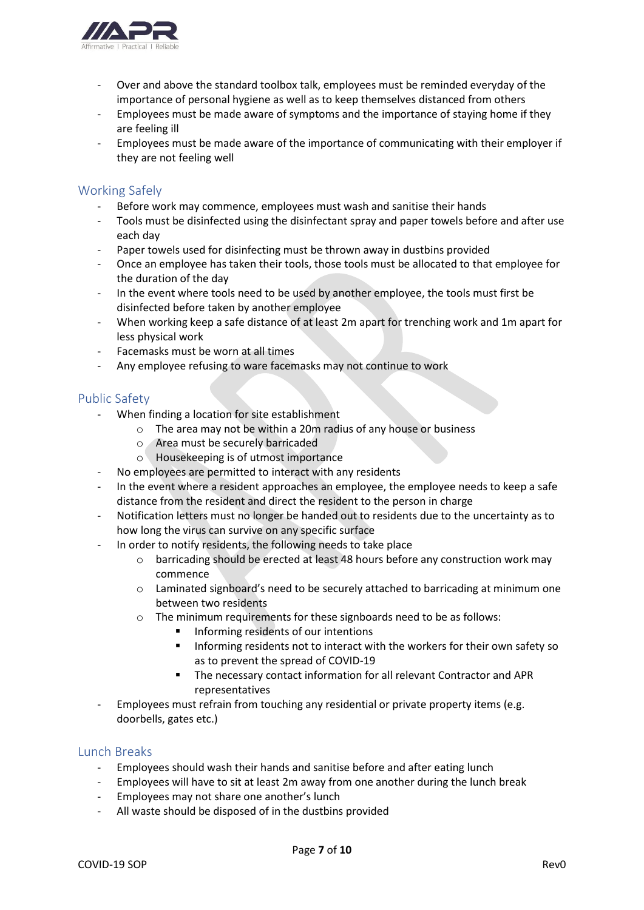- Over and above the standard toolbox talk, employees must be reminded everyday of the importance of personal hygiene as well as to keep themselves distanced from others
- Employees must be made aware of symptoms and the importance of staying home if they are feeling ill
- Employees must be made aware of the importance of communicating with their employer if they are not feeling well

## Working Safely

- Before work may commence, employees must wash and sanitise their hands
- Tools must be disinfected using the disinfectant spray and paper towels before and after use each day
- Paper towels used for disinfecting must be thrown away in dustbins provided
- Once an employee has taken their tools, those tools must be allocated to that employee for the duration of the day
- In the event where tools need to be used by another employee, the tools must first be disinfected before taken by another employee
- When working keep a safe distance of at least 2m apart for trenching work and 1m apart for less physical work
- Facemasks must be worn at all times
- Any employee refusing to ware facemasks may not continue to work

## Public Safety

- When finding a location for site establishment
  - The area may not be within a 20m radius of any house or business
  - Area must be securely barricaded
  - Housekeeping is of utmost importance
- No employees are permitted to interact with any residents
- In the event where a resident approaches an employee, the employee needs to keep a safe distance from the resident and direct the resident to the person in charge
- Notification letters must no longer be handed out to residents due to the uncertainty as to how long the virus can survive on any specific surface
- In order to notify residents, the following needs to take place
  - barricading should be erected at least 48 hours before any construction work may commence
  - Laminated signboard's need to be securely attached to barricading at minimum one between two residents
  - The minimum requirements for these signboards need to be as follows:
    - Informing residents of our intentions
    - Informing residents not to interact with the workers for their own safety so as to prevent the spread of COVID-19
    - The necessary contact information for all relevant Contractor and APR representatives
- Employees must refrain from touching any residential or private property items (e.g. doorbells, gates etc.)

## Lunch Breaks

- Employees should wash their hands and sanitise before and after eating lunch
- Employees will have to sit at least 2m away from one another during the lunch break
- Employees may not share one another's lunch
- All waste should be disposed of in the dustbins provided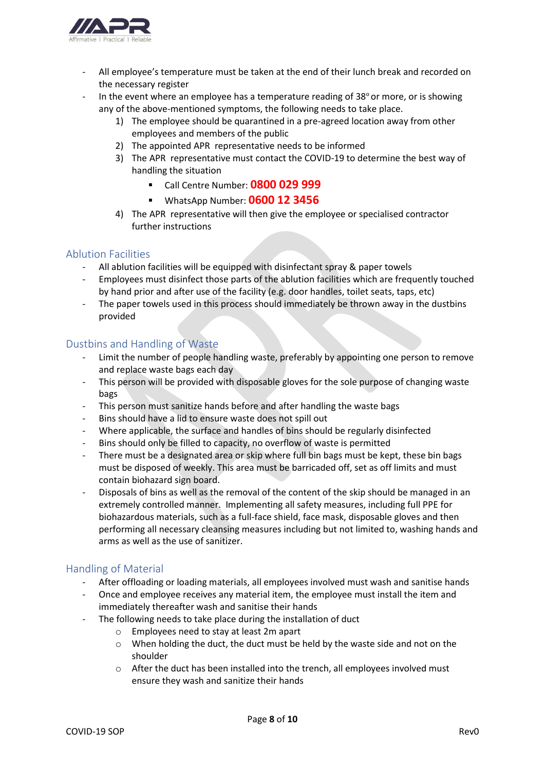- All employee's temperature must be taken at the end of their lunch break and recorded on the necessary register
- In the event where an employee has a temperature reading of 38° or more, or is showing any of the above-mentioned symptoms, the following needs to take place.
    1) The employee should be quarantined in a pre-agreed location away from other employees and members of the public
    2) The appointed APR representative needs to be informed
    3) The APR representative must contact the COVID-19 to determine the best way of handling the situation
        - Call Centre Number: **0800 029 999**
        - WhatsApp Number: **0600 12 3456**
    4) The APR representative will then give the employee or specialised contractor further instructions

## Ablution Facilities

- All ablution facilities will be equipped with disinfectant spray & paper towels
- Employees must disinfect those parts of the ablution facilities which are frequently touched by hand prior and after use of the facility (e.g. door handles, toilet seats, taps, etc)
- The paper towels used in this process should immediately be thrown away in the dustbins provided

## Dustbins and Handling of Waste

- Limit the number of people handling waste, preferably by appointing one person to remove and replace waste bags each day
- This person will be provided with disposable gloves for the sole purpose of changing waste bags
- This person must sanitize hands before and after handling the waste bags
- Bins should have a lid to ensure waste does not spill out
- Where applicable, the surface and handles of bins should be regularly disinfected
- Bins should only be filled to capacity, no overflow of waste is permitted
- There must be a designated area or skip where full bin bags must be kept, these bin bags must be disposed of weekly. This area must be barricaded off, set as off limits and must contain biohazard sign board.
- Disposals of bins as well as the removal of the content of the skip should be managed in an extremely controlled manner. Implementing all safety measures, including full PPE for biohazardous materials, such as a full-face shield, face mask, disposable gloves and then performing all necessary cleansing measures including but not limited to, washing hands and arms as well as the use of sanitizer.

## Handling of Material

- After offloading or loading materials, all employees involved must wash and sanitise hands
- Once and employee receives any material item, the employee must install the item and immediately thereafter wash and sanitise their hands
- The following needs to take place during the installation of duct
    - Employees need to stay at least 2m apart
    - When holding the duct, the duct must be held by the waste side and not on the shoulder
    - After the duct has been installed into the trench, all employees involved must ensure they wash and sanitize their hands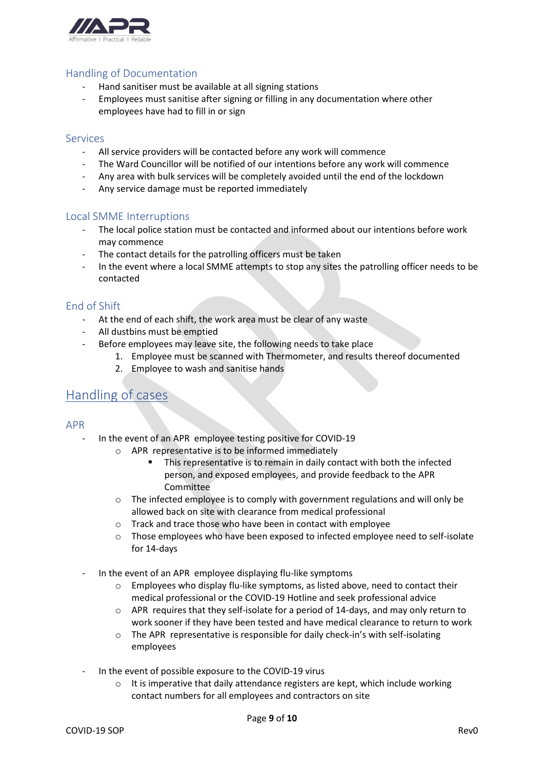### Handling of Documentation

- Hand sanitiser must be available at all signing stations
- Employees must sanitise after signing or filling in any documentation where other employees have had to fill in or sign

### Services

- All service providers will be contacted before any work will commence
- The Ward Councillor will be notified of our intentions before any work will commence
- Any area with bulk services will be completely avoided until the end of the lockdown
- Any service damage must be reported immediately

### Local SMME Interruptions

- The local police station must be contacted and informed about our intentions before work may commence
- The contact details for the patrolling officers must be taken
- In the event where a local SMME attempts to stop any sites the patrolling officer needs to be contacted

### End of Shift

- At the end of each shift, the work area must be clear of any waste
- All dustbins must be emptied
- Before employees may leave site, the following needs to take place
  1. Employee must be scanned with Thermometer, and results thereof documented
  2. Employee to wash and sanitise hands

## Handling of cases

### APR

- In the event of an APR employee testing positive for COVID-19
  - APR representative is to be informed immediately
    - This representative is to remain in daily contact with both the infected person, and exposed employees, and provide feedback to the APR Committee
  - The infected employee is to comply with government regulations and will only be allowed back on site with clearance from medical professional
  - Track and trace those who have been in contact with employee
  - Those employees who have been exposed to infected employee need to self-isolate for 14-days

- In the event of an APR employee displaying flu-like symptoms
  - Employees who display flu-like symptoms, as listed above, need to contact their medical professional or the COVID-19 Hotline and seek professional advice
  - APR requires that they self-isolate for a period of 14-days, and may only return to work sooner if they have been tested and have medical clearance to return to work
  - The APR representative is responsible for daily check-in's with self-isolating employees

- In the event of possible exposure to the COVID-19 virus
  - It is imperative that daily attendance registers are kept, which include working contact numbers for all employees and contractors on site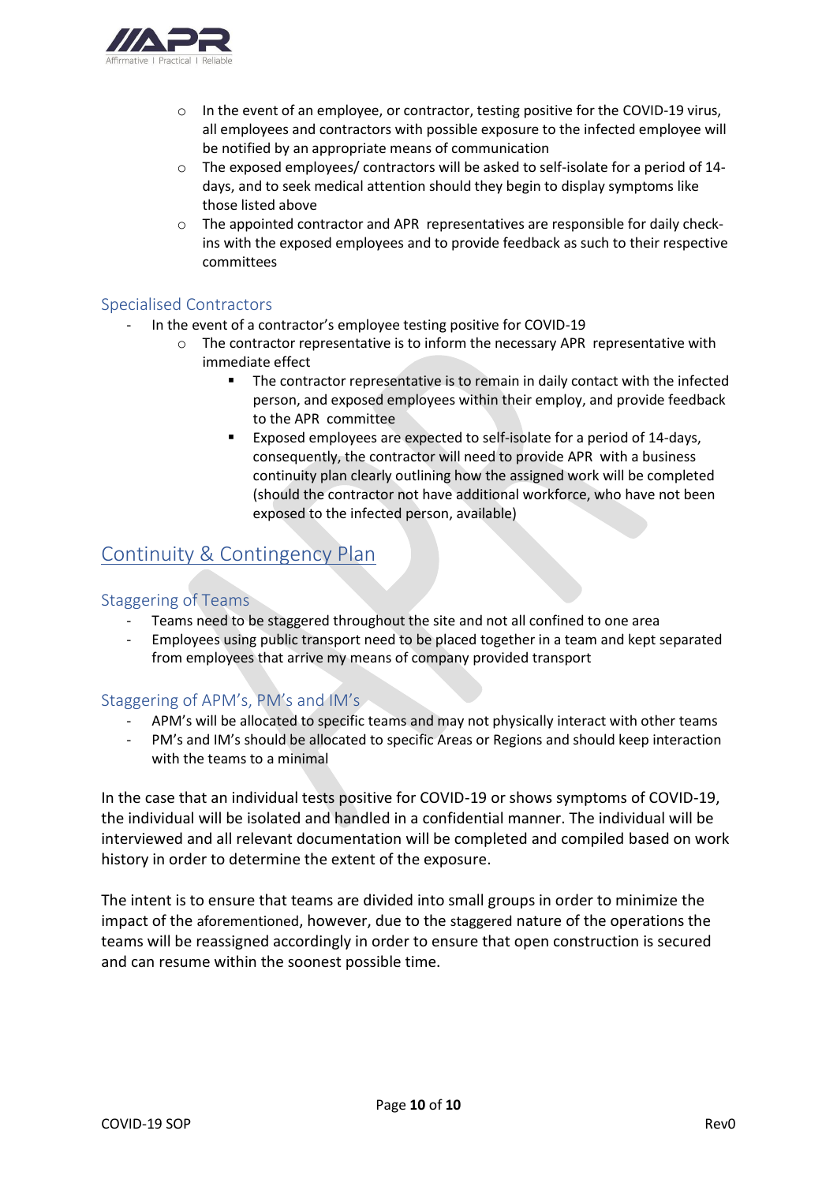- In the event of an employee, or contractor, testing positive for the COVID-19 virus, all employees and contractors with possible exposure to the infected employee will be notified by an appropriate means of communication
- The exposed employees/ contractors will be asked to self-isolate for a period of 14-days, and to seek medical attention should they begin to display symptoms like those listed above
- The appointed contractor and APR representatives are responsible for daily check-ins with the exposed employees and to provide feedback as such to their respective committees

### Specialised Contractors

- In the event of a contractor's employee testing positive for COVID-19
  - The contractor representative is to inform the necessary APR representative with immediate effect
    - The contractor representative is to remain in daily contact with the infected person, and exposed employees within their employ, and provide feedback to the APR committee
    - Exposed employees are expected to self-isolate for a period of 14-days, consequently, the contractor will need to provide APR with a business continuity plan clearly outlining how the assigned work will be completed (should the contractor not have additional workforce, who have not been exposed to the infected person, available)

## Continuity & Contingency Plan

### Staggering of Teams

- Teams need to be staggered throughout the site and not all confined to one area
- Employees using public transport need to be placed together in a team and kept separated from employees that arrive my means of company provided transport

### Staggering of APM's, PM's and IM's

- APM's will be allocated to specific teams and may not physically interact with other teams
- PM's and IM's should be allocated to specific Areas or Regions and should keep interaction with the teams to a minimal

In the case that an individual tests positive for COVID-19 or shows symptoms of COVID-19, the individual will be isolated and handled in a confidential manner. The individual will be interviewed and all relevant documentation will be completed and compiled based on work history in order to determine the extent of the exposure.

The intent is to ensure that teams are divided into small groups in order to minimize the impact of the aforementioned, however, due to the staggered nature of the operations the teams will be reassigned accordingly in order to ensure that open construction is secured and can resume within the soonest possible time.